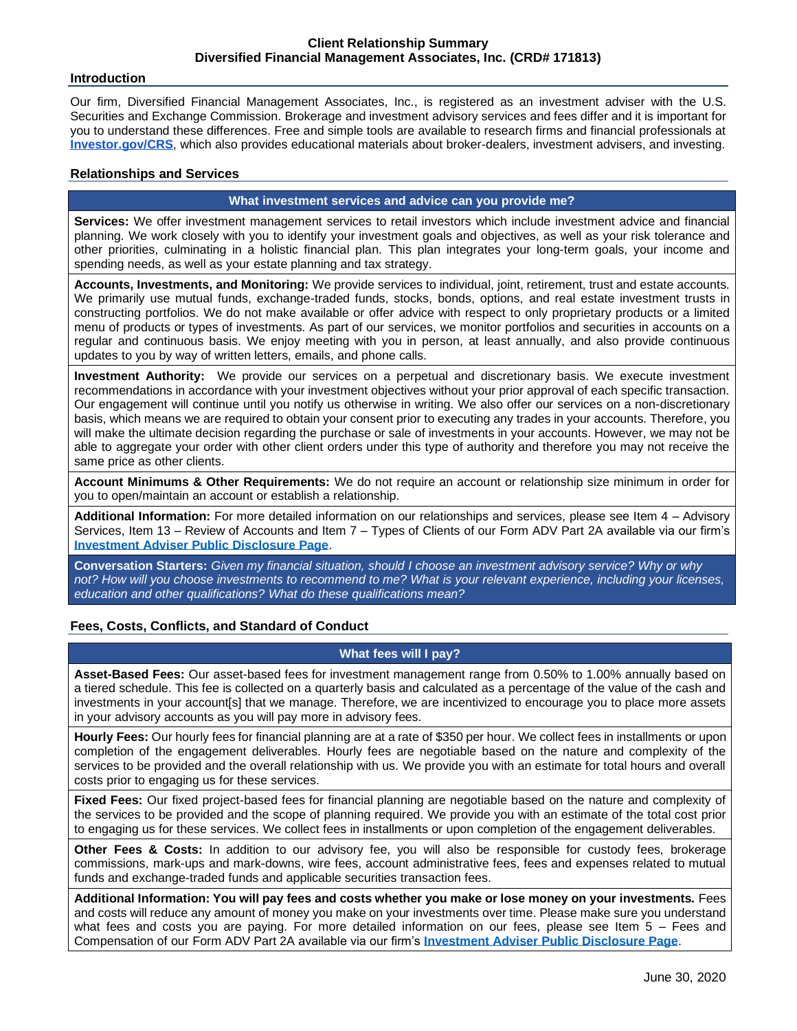# Client Relationship Summary
## Diversified Financial Management Associates, Inc. (CRD# 171813)

### Introduction

Our firm, Diversified Financial Management Associates, Inc., is registered as an investment adviser with the U.S. Securities and Exchange Commission. Brokerage and investment advisory services and fees differ and it is important for you to understand these differences. Free and simple tools are available to research firms and financial professionals at **Investor.gov/CRS**, which also provides educational materials about broker-dealers, investment advisers, and investing.

### Relationships and Services

#### What investment services and advice can you provide me?

**Services:** We offer investment management services to retail investors which include investment advice and financial planning. We work closely with you to identify your investment goals and objectives, as well as your risk tolerance and other priorities, culminating in a holistic financial plan. This plan integrates your long-term goals, your income and spending needs, as well as your estate planning and tax strategy.

**Accounts, Investments, and Monitoring:** We provide services to individual, joint, retirement, trust and estate accounts. We primarily use mutual funds, exchange-traded funds, stocks, bonds, options, and real estate investment trusts in constructing portfolios. We do not make available or offer advice with respect to only proprietary products or a limited menu of products or types of investments. As part of our services, we monitor portfolios and securities in accounts on a regular and continuous basis. We enjoy meeting with you in person, at least annually, and also provide continuous updates to you by way of written letters, emails, and phone calls.

**Investment Authority:** We provide our services on a perpetual and discretionary basis. We execute investment recommendations in accordance with your investment objectives without your prior approval of each specific transaction. Our engagement will continue until you notify us otherwise in writing. We also offer our services on a non-discretionary basis, which means we are required to obtain your consent prior to executing any trades in your accounts. Therefore, you will make the ultimate decision regarding the purchase or sale of investments in your accounts. However, we may not be able to aggregate your order with other client orders under this type of authority and therefore you may not receive the same price as other clients.

**Account Minimums & Other Requirements:** We do not require an account or relationship size minimum in order for you to open/maintain an account or establish a relationship.

**Additional Information:** For more detailed information on our relationships and services, please see Item 4 – Advisory Services, Item 13 – Review of Accounts and Item 7 – Types of Clients of our Form ADV Part 2A available via our firm's **Investment Adviser Public Disclosure Page**.

**Conversation Starters:** *Given my financial situation, should I choose an investment advisory service? Why or why not? How will you choose investments to recommend to me? What is your relevant experience, including your licenses, education and other qualifications? What do these qualifications mean?*

### Fees, Costs, Conflicts, and Standard of Conduct

#### What fees will I pay?

**Asset-Based Fees:** Our asset-based fees for investment management range from 0.50% to 1.00% annually based on a tiered schedule. This fee is collected on a quarterly basis and calculated as a percentage of the value of the cash and investments in your account[s] that we manage. Therefore, we are incentivized to encourage you to place more assets in your advisory accounts as you will pay more in advisory fees.

**Hourly Fees:** Our hourly fees for financial planning are at a rate of $350 per hour. We collect fees in installments or upon completion of the engagement deliverables. Hourly fees are negotiable based on the nature and complexity of the services to be provided and the overall relationship with us. We provide you with an estimate for total hours and overall costs prior to engaging us for these services.

**Fixed Fees:** Our fixed project-based fees for financial planning are negotiable based on the nature and complexity of the services to be provided and the scope of planning required. We provide you with an estimate of the total cost prior to engaging us for these services. We collect fees in installments or upon completion of the engagement deliverables.

**Other Fees & Costs:** In addition to our advisory fee, you will also be responsible for custody fees, brokerage commissions, mark-ups and mark-downs, wire fees, account administrative fees, fees and expenses related to mutual funds and exchange-traded funds and applicable securities transaction fees.

**Additional Information: You will pay fees and costs whether you make or lose money on your investments.** Fees and costs will reduce any amount of money you make on your investments over time. Please make sure you understand what fees and costs you are paying. For more detailed information on our fees, please see Item 5 – Fees and Compensation of our Form ADV Part 2A available via our firm's **Investment Adviser Public Disclosure Page**.

June 30, 2020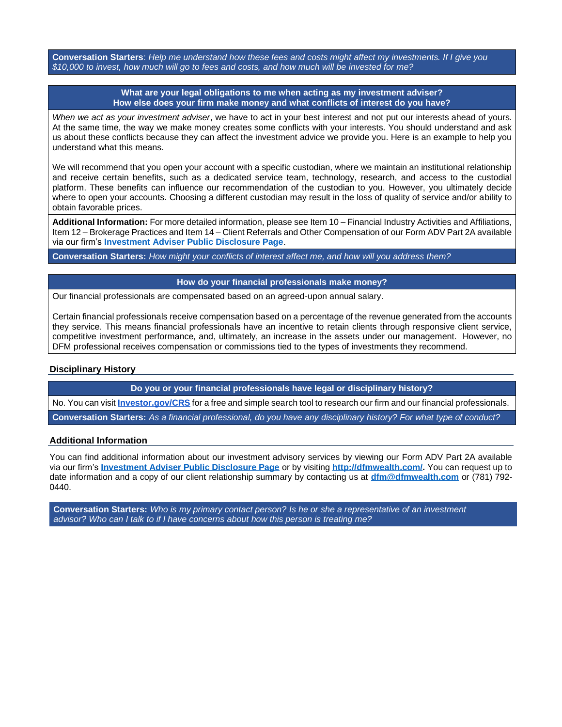**Conversation Starters**: *Help me understand how these fees and costs might affect my investments. If I give you $10,000 to invest, how much will go to fees and costs, and how much will be invested for me?*

**What are your legal obligations to me when acting as my investment adviser?**
**How else does your firm make money and what conflicts of interest do you have?**

*When we act as your investment adviser*, we have to act in your best interest and not put our interests ahead of yours. At the same time, the way we make money creates some conflicts with your interests. You should understand and ask us about these conflicts because they can affect the investment advice we provide you. Here is an example to help you understand what this means.

We will recommend that you open your account with a specific custodian, where we maintain an institutional relationship and receive certain benefits, such as a dedicated service team, technology, research, and access to the custodial platform. These benefits can influence our recommendation of the custodian to you. However, you ultimately decide where to open your accounts. Choosing a different custodian may result in the loss of quality of service and/or ability to obtain favorable prices.

**Additional Information:** For more detailed information, please see Item 10 – Financial Industry Activities and Affiliations, Item 12 – Brokerage Practices and Item 14 – Client Referrals and Other Compensation of our Form ADV Part 2A available via our firm's **Investment Adviser Public Disclosure Page**.

**Conversation Starters:** *How might your conflicts of interest affect me, and how will you address them?*

**How do your financial professionals make money?**

Our financial professionals are compensated based on an agreed-upon annual salary.

Certain financial professionals receive compensation based on a percentage of the revenue generated from the accounts they service. This means financial professionals have an incentive to retain clients through responsive client service, competitive investment performance, and, ultimately, an increase in the assets under our management. However, no DFM professional receives compensation or commissions tied to the types of investments they recommend.

## Disciplinary History

**Do you or your financial professionals have legal or disciplinary history?**

No. You can visit **Investor.gov/CRS** for a free and simple search tool to research our firm and our financial professionals.

**Conversation Starters:** *As a financial professional, do you have any disciplinary history? For what type of conduct?*

## Additional Information

You can find additional information about our investment advisory services by viewing our Form ADV Part 2A available via our firm's **Investment Adviser Public Disclosure Page** or by visiting **http://dfmwealth.com/.** You can request up to date information and a copy of our client relationship summary by contacting us at **dfm@dfmwealth.com** or (781) 792-0440.

**Conversation Starters:** *Who is my primary contact person? Is he or she a representative of an investment advisor? Who can I talk to if I have concerns about how this person is treating me?*